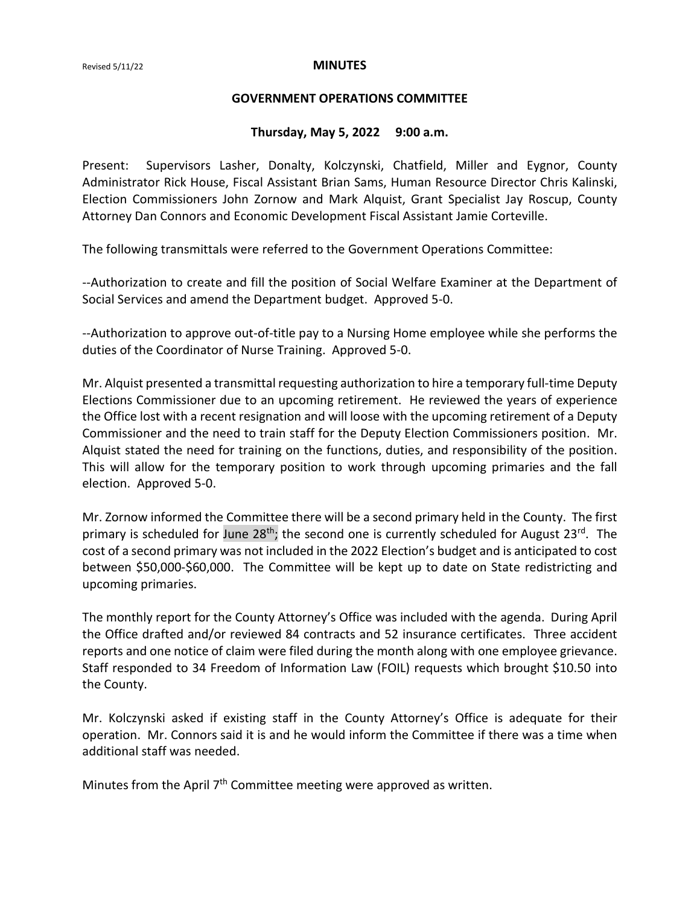Revised 5/11/22

# MINUTES

## GOVERNMENT OPERATIONS COMMITTEE

### Thursday, May 5, 2022 9:00 a.m.

Present: Supervisors Lasher, Donalty, Kolczynski, Chatfield, Miller and Eygnor, County Administrator Rick House, Fiscal Assistant Brian Sams, Human Resource Director Chris Kalinski, Election Commissioners John Zornow and Mark Alquist, Grant Specialist Jay Roscup, County Attorney Dan Connors and Economic Development Fiscal Assistant Jamie Corteville.

The following transmittals were referred to the Government Operations Committee:

--Authorization to create and fill the position of Social Welfare Examiner at the Department of Social Services and amend the Department budget. Approved 5-0.

--Authorization to approve out-of-title pay to a Nursing Home employee while she performs the duties of the Coordinator of Nurse Training. Approved 5-0.

Mr. Alquist presented a transmittal requesting authorization to hire a temporary full-time Deputy Elections Commissioner due to an upcoming retirement. He reviewed the years of experience the Office lost with a recent resignation and will loose with the upcoming retirement of a Deputy Commissioner and the need to train staff for the Deputy Election Commissioners position. Mr. Alquist stated the need for training on the functions, duties, and responsibility of the position. This will allow for the temporary position to work through upcoming primaries and the fall election. Approved 5-0.

Mr. Zornow informed the Committee there will be a second primary held in the County. The first primary is scheduled for June 28th; the second one is currently scheduled for August 23rd. The cost of a second primary was not included in the 2022 Election's budget and is anticipated to cost between $50,000-$60,000. The Committee will be kept up to date on State redistricting and upcoming primaries.

The monthly report for the County Attorney's Office was included with the agenda. During April the Office drafted and/or reviewed 84 contracts and 52 insurance certificates. Three accident reports and one notice of claim were filed during the month along with one employee grievance. Staff responded to 34 Freedom of Information Law (FOIL) requests which brought $10.50 into the County.

Mr. Kolczynski asked if existing staff in the County Attorney's Office is adequate for their operation. Mr. Connors said it is and he would inform the Committee if there was a time when additional staff was needed.

Minutes from the April 7th Committee meeting were approved as written.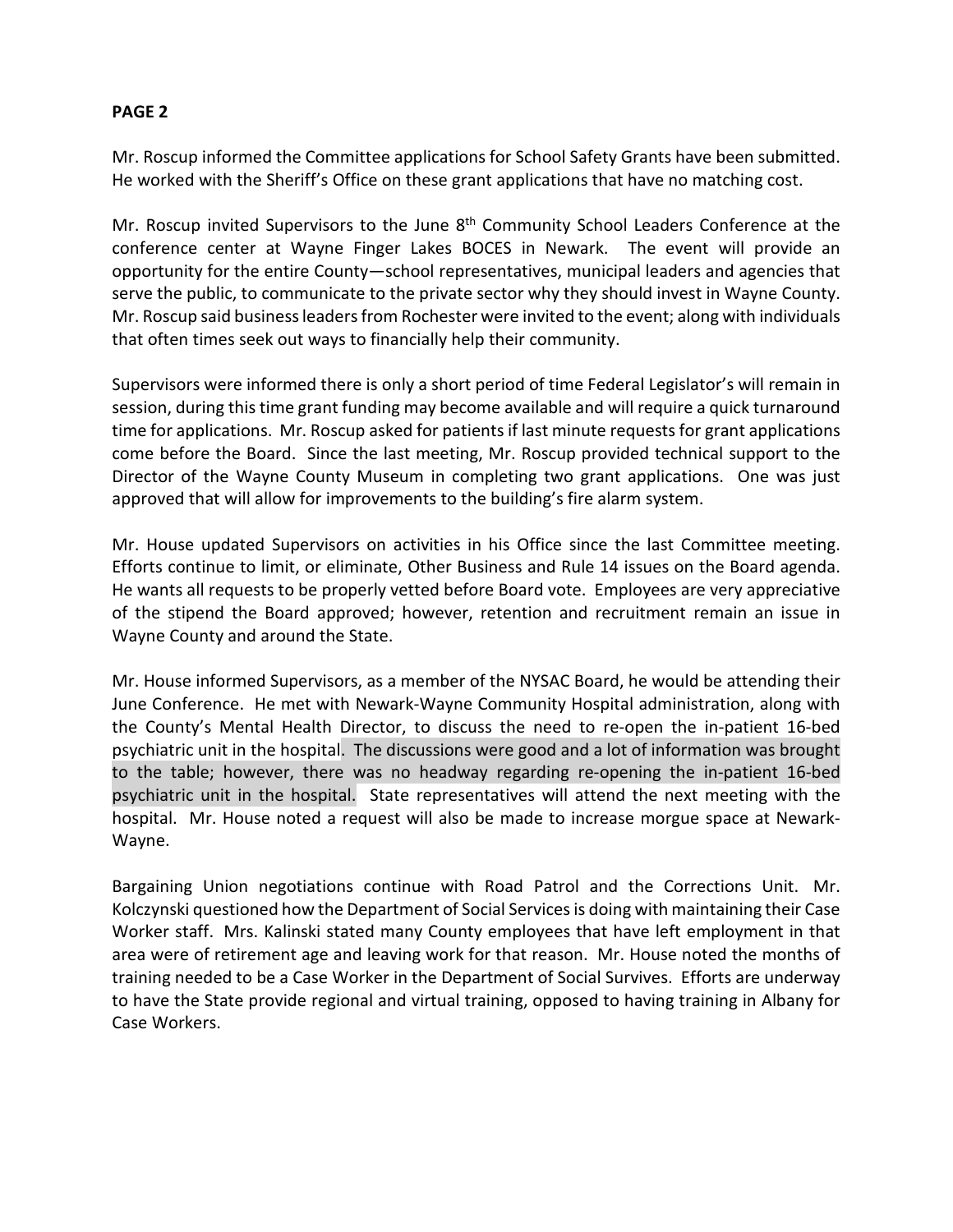**PAGE 2**

Mr. Roscup informed the Committee applications for School Safety Grants have been submitted. He worked with the Sheriff's Office on these grant applications that have no matching cost.

Mr. Roscup invited Supervisors to the June 8th Community School Leaders Conference at the conference center at Wayne Finger Lakes BOCES in Newark. The event will provide an opportunity for the entire County—school representatives, municipal leaders and agencies that serve the public, to communicate to the private sector why they should invest in Wayne County. Mr. Roscup said business leaders from Rochester were invited to the event; along with individuals that often times seek out ways to financially help their community.

Supervisors were informed there is only a short period of time Federal Legislator's will remain in session, during this time grant funding may become available and will require a quick turnaround time for applications. Mr. Roscup asked for patients if last minute requests for grant applications come before the Board. Since the last meeting, Mr. Roscup provided technical support to the Director of the Wayne County Museum in completing two grant applications. One was just approved that will allow for improvements to the building's fire alarm system.

Mr. House updated Supervisors on activities in his Office since the last Committee meeting. Efforts continue to limit, or eliminate, Other Business and Rule 14 issues on the Board agenda. He wants all requests to be properly vetted before Board vote. Employees are very appreciative of the stipend the Board approved; however, retention and recruitment remain an issue in Wayne County and around the State.

Mr. House informed Supervisors, as a member of the NYSAC Board, he would be attending their June Conference. He met with Newark-Wayne Community Hospital administration, along with the County's Mental Health Director, to discuss the need to re-open the in-patient 16-bed psychiatric unit in the hospital. The discussions were good and a lot of information was brought to the table; however, there was no headway regarding re-opening the in-patient 16-bed psychiatric unit in the hospital. State representatives will attend the next meeting with the hospital. Mr. House noted a request will also be made to increase morgue space at Newark-Wayne.

Bargaining Union negotiations continue with Road Patrol and the Corrections Unit. Mr. Kolczynski questioned how the Department of Social Services is doing with maintaining their Case Worker staff. Mrs. Kalinski stated many County employees that have left employment in that area were of retirement age and leaving work for that reason. Mr. House noted the months of training needed to be a Case Worker in the Department of Social Survives. Efforts are underway to have the State provide regional and virtual training, opposed to having training in Albany for Case Workers.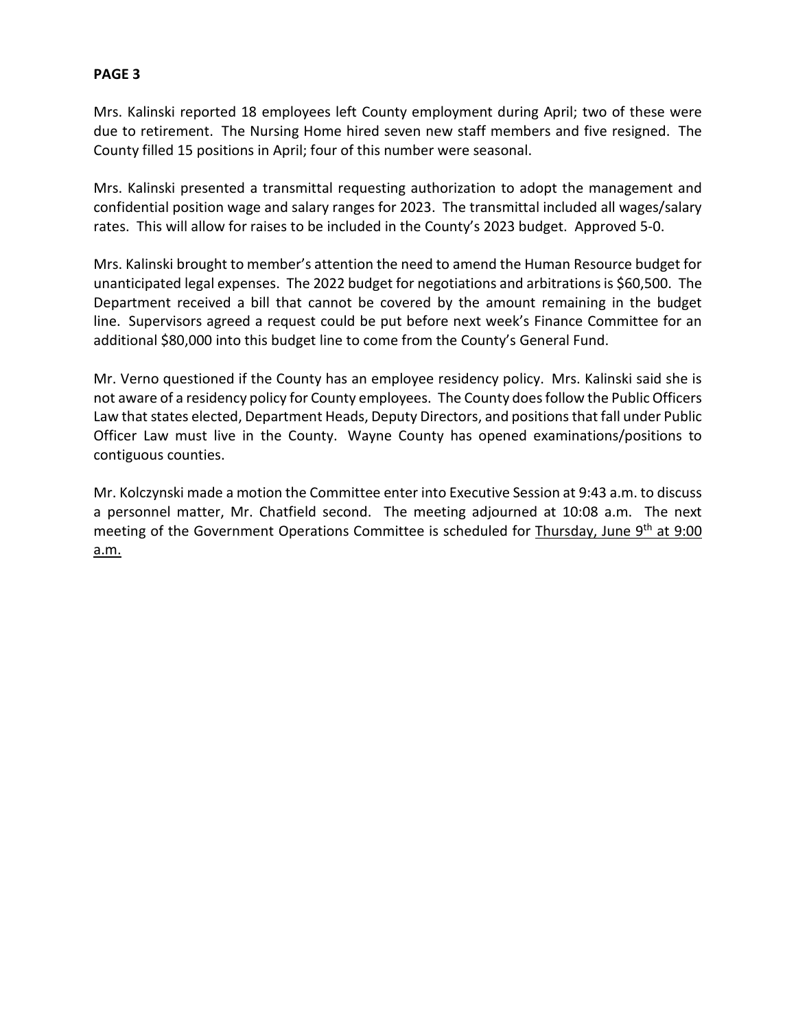**PAGE 3**

Mrs. Kalinski reported 18 employees left County employment during April; two of these were due to retirement. The Nursing Home hired seven new staff members and five resigned. The County filled 15 positions in April; four of this number were seasonal.

Mrs. Kalinski presented a transmittal requesting authorization to adopt the management and confidential position wage and salary ranges for 2023. The transmittal included all wages/salary rates. This will allow for raises to be included in the County's 2023 budget. Approved 5-0.

Mrs. Kalinski brought to member's attention the need to amend the Human Resource budget for unanticipated legal expenses. The 2022 budget for negotiations and arbitrations is \$60,500. The Department received a bill that cannot be covered by the amount remaining in the budget line. Supervisors agreed a request could be put before next week's Finance Committee for an additional \$80,000 into this budget line to come from the County's General Fund.

Mr. Verno questioned if the County has an employee residency policy. Mrs. Kalinski said she is not aware of a residency policy for County employees. The County does follow the Public Officers Law that states elected, Department Heads, Deputy Directors, and positions that fall under Public Officer Law must live in the County. Wayne County has opened examinations/positions to contiguous counties.

Mr. Kolczynski made a motion the Committee enter into Executive Session at 9:43 a.m. to discuss a personnel matter, Mr. Chatfield second. The meeting adjourned at 10:08 a.m. The next meeting of the Government Operations Committee is scheduled for <u>Thursday, June 9th at 9:00 a.m.</u>